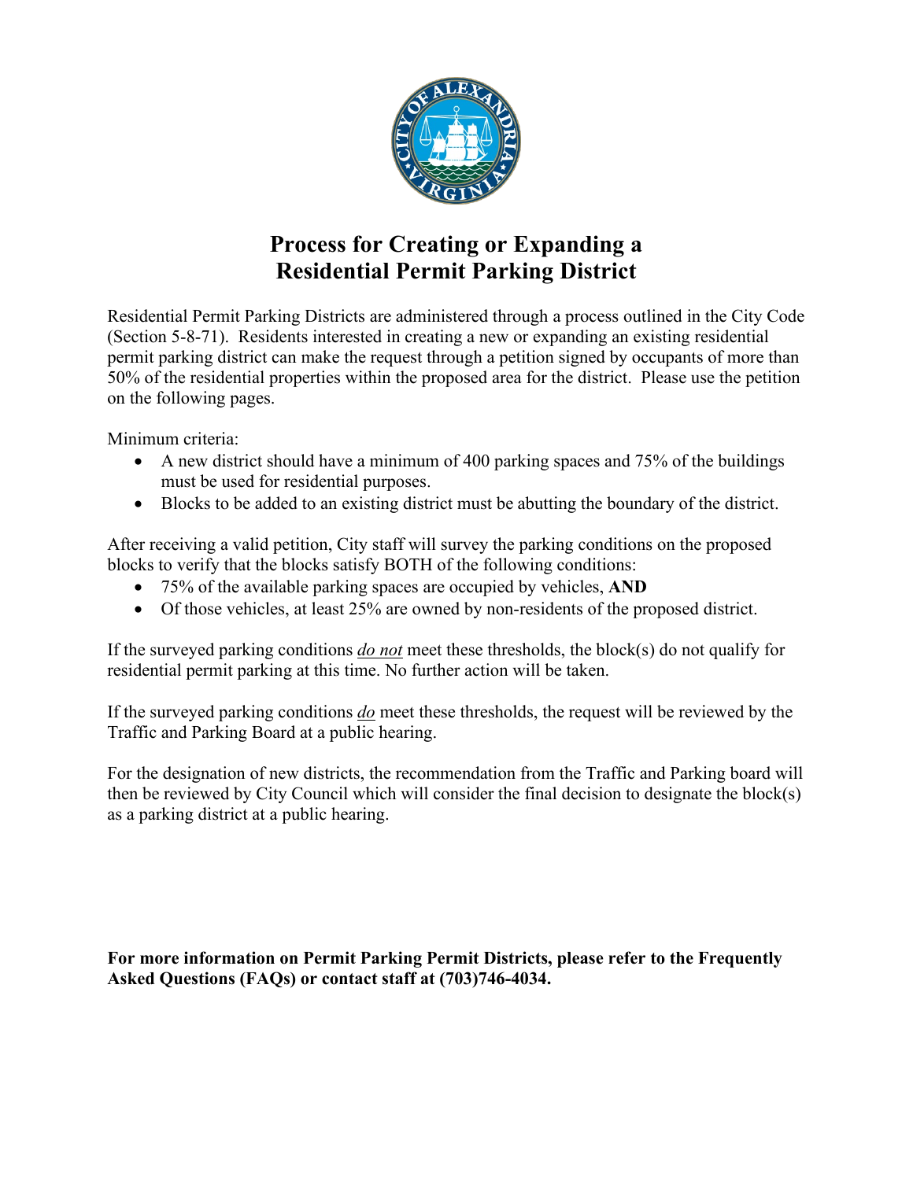# Process for Creating or Expanding a Residential Permit Parking District

Residential Permit Parking Districts are administered through a process outlined in the City Code (Section 5-8-71). Residents interested in creating a new or expanding an existing residential permit parking district can make the request through a petition signed by occupants of more than 50% of the residential properties within the proposed area for the district. Please use the petition on the following pages.

Minimum criteria:

- A new district should have a minimum of 400 parking spaces and 75% of the buildings must be used for residential purposes.
- Blocks to be added to an existing district must be abutting the boundary of the district.

After receiving a valid petition, City staff will survey the parking conditions on the proposed blocks to verify that the blocks satisfy BOTH of the following conditions:

- 75% of the available parking spaces are occupied by vehicles, **AND**
- Of those vehicles, at least 25% are owned by non-residents of the proposed district.

If the surveyed parking conditions *do not* meet these thresholds, the block(s) do not qualify for residential permit parking at this time. No further action will be taken.

If the surveyed parking conditions *do* meet these thresholds, the request will be reviewed by the Traffic and Parking Board at a public hearing.

For the designation of new districts, the recommendation from the Traffic and Parking board will then be reviewed by City Council which will consider the final decision to designate the block(s) as a parking district at a public hearing.

**For more information on Permit Parking Permit Districts, please refer to the Frequently Asked Questions (FAQs) or contact staff at (703)746-4034.**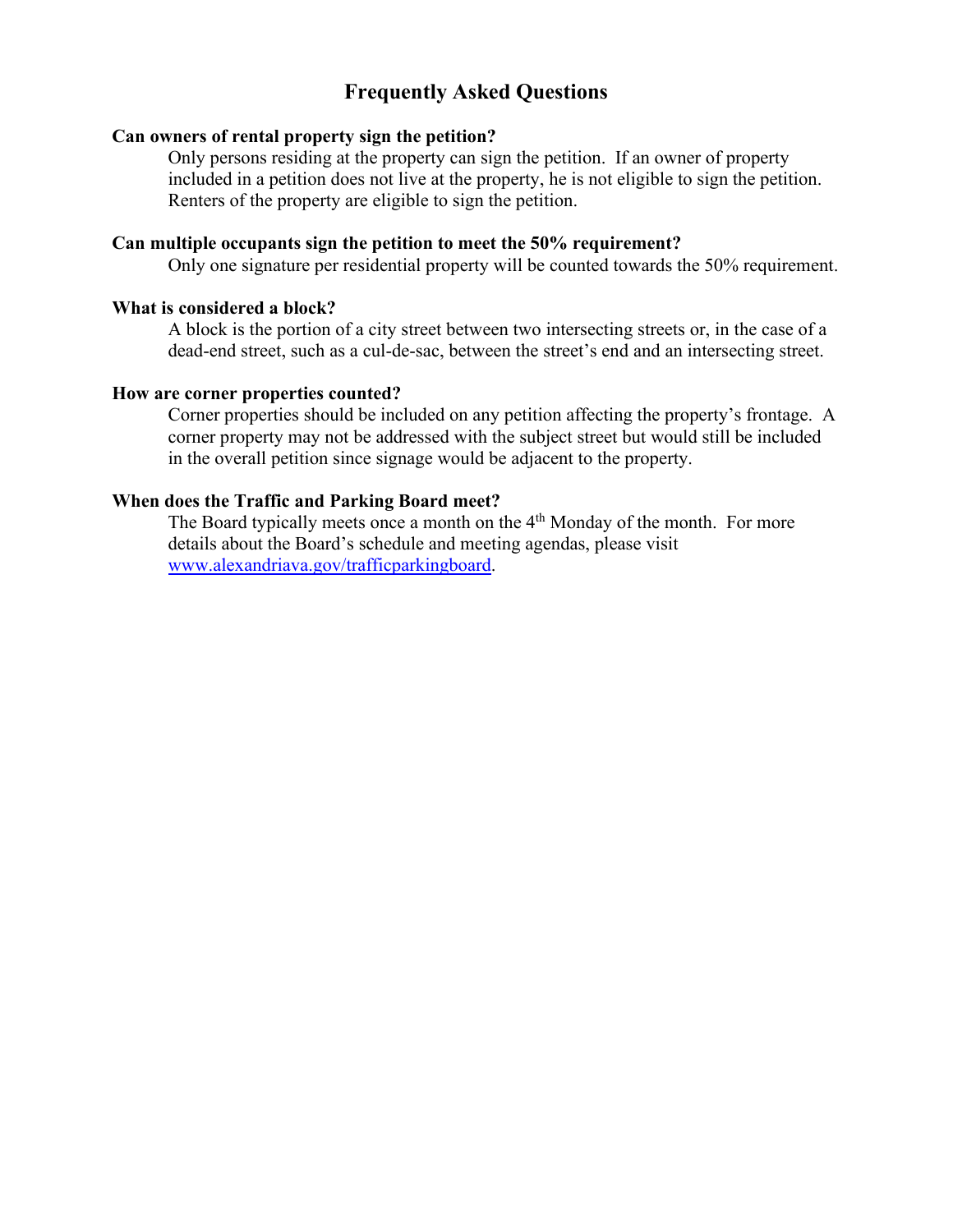# Frequently Asked Questions

**Can owners of rental property sign the petition?**

Only persons residing at the property can sign the petition. If an owner of property included in a petition does not live at the property, he is not eligible to sign the petition. Renters of the property are eligible to sign the petition.

**Can multiple occupants sign the petition to meet the 50% requirement?**

Only one signature per residential property will be counted towards the 50% requirement.

**What is considered a block?**

A block is the portion of a city street between two intersecting streets or, in the case of a dead-end street, such as a cul-de-sac, between the street's end and an intersecting street.

**How are corner properties counted?**

Corner properties should be included on any petition affecting the property's frontage. A corner property may not be addressed with the subject street but would still be included in the overall petition since signage would be adjacent to the property.

**When does the Traffic and Parking Board meet?**

The Board typically meets once a month on the 4th Monday of the month. For more details about the Board's schedule and meeting agendas, please visit [www.alexandriava.gov/trafficparkingboard](http://www.alexandriava.gov/trafficparkingboard).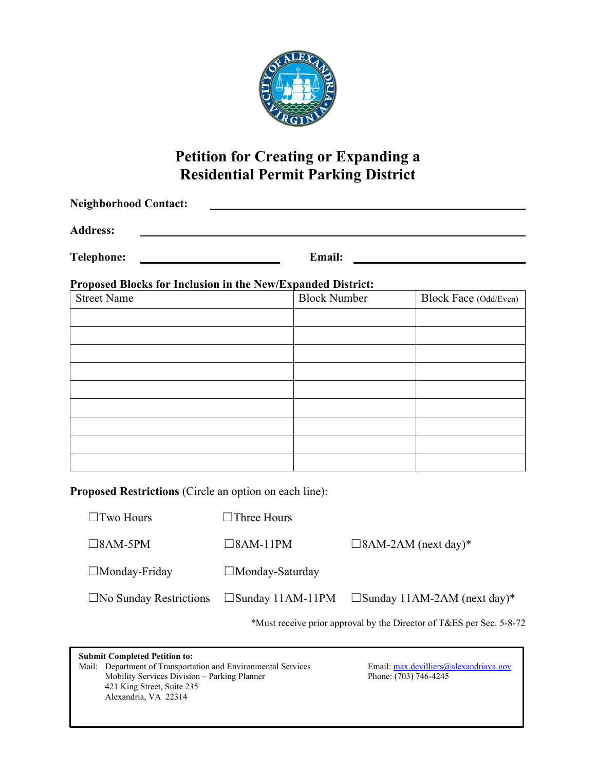# Petition for Creating or Expanding a Residential Permit Parking District

**Neighborhood Contact:** ______________________________

**Address:** ______________________________

**Telephone:** ______________ **Email:** ______________

**Proposed Blocks for Inclusion in the New/Expanded District:**

| Street Name | Block Number | Block Face (Odd/Even) |
|---|---|---|
| | | |
| | | |
| | | |
| | | |
| | | |
| | | |
| | | |
| | | |
| | | |

**Proposed Restrictions** (Circle an option on each line):

☐Two Hours ☐Three Hours

☐8AM-5PM ☐8AM-11PM ☐8AM-2AM (next day)*

☐Monday-Friday ☐Monday-Saturday

☐No Sunday Restrictions ☐Sunday 11AM-11PM ☐Sunday 11AM-2AM (next day)*

*Must receive prior approval by the Director of T&ES per Sec. 5-8-72

**Submit Completed Petition to:**

Mail: Department of Transportation and Environmental Services
Mobility Services Division – Parking Planner
421 King Street, Suite 235
Alexandria, VA 22314

Email: max.devilliers@alexandriava.gov
Phone: (703) 746-4245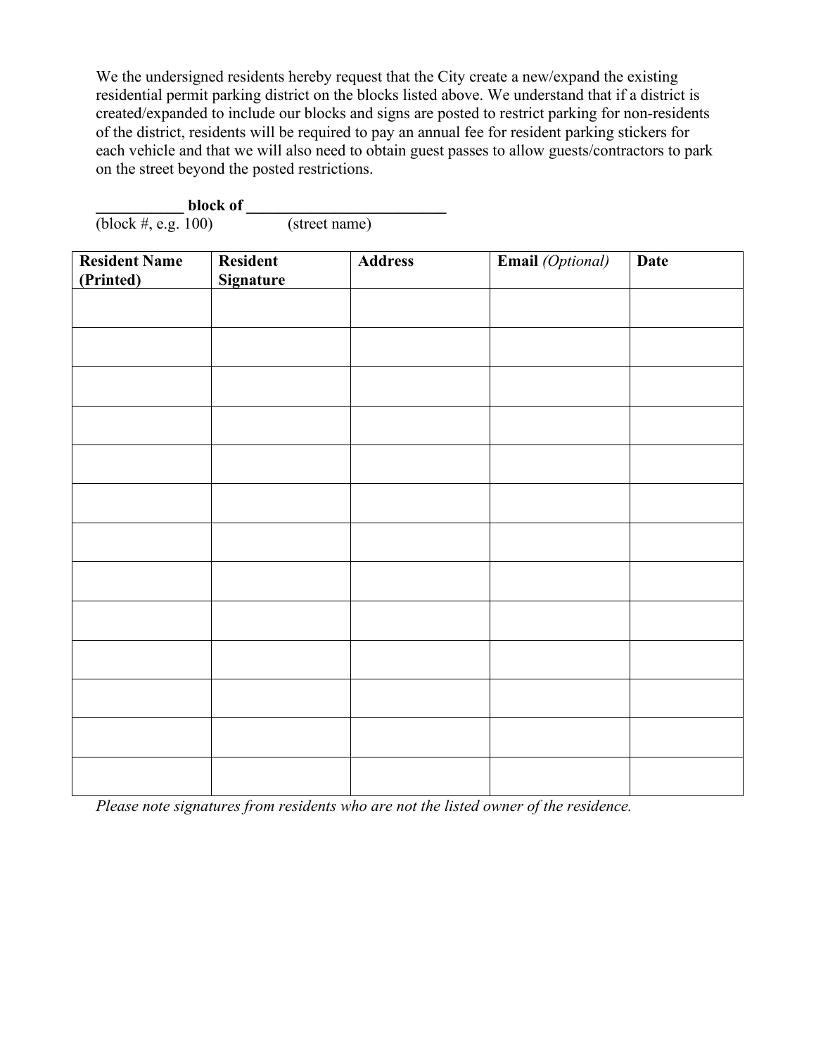We the undersigned residents hereby request that the City create a new/expand the existing residential permit parking district on the blocks listed above. We understand that if a district is created/expanded to include our blocks and signs are posted to restrict parking for non-residents of the district, residents will be required to pay an annual fee for resident parking stickers for each vehicle and that we will also need to obtain guest passes to allow guests/contractors to park on the street beyond the posted restrictions.

**___________ block of _________________________**
(block #, e.g. 100)                (street name)

| **Resident Name (Printed)** | **Resident Signature** | **Address** | **Email** *(Optional)* | **Date** |
|---|---|---|---|---|
| | | | | |
| | | | | |
| | | | | |
| | | | | |
| | | | | |
| | | | | |
| | | | | |
| | | | | |
| | | | | |
| | | | | |
| | | | | |
| | | | | |
| | | | | |

*Please note signatures from residents who are not the listed owner of the residence.*